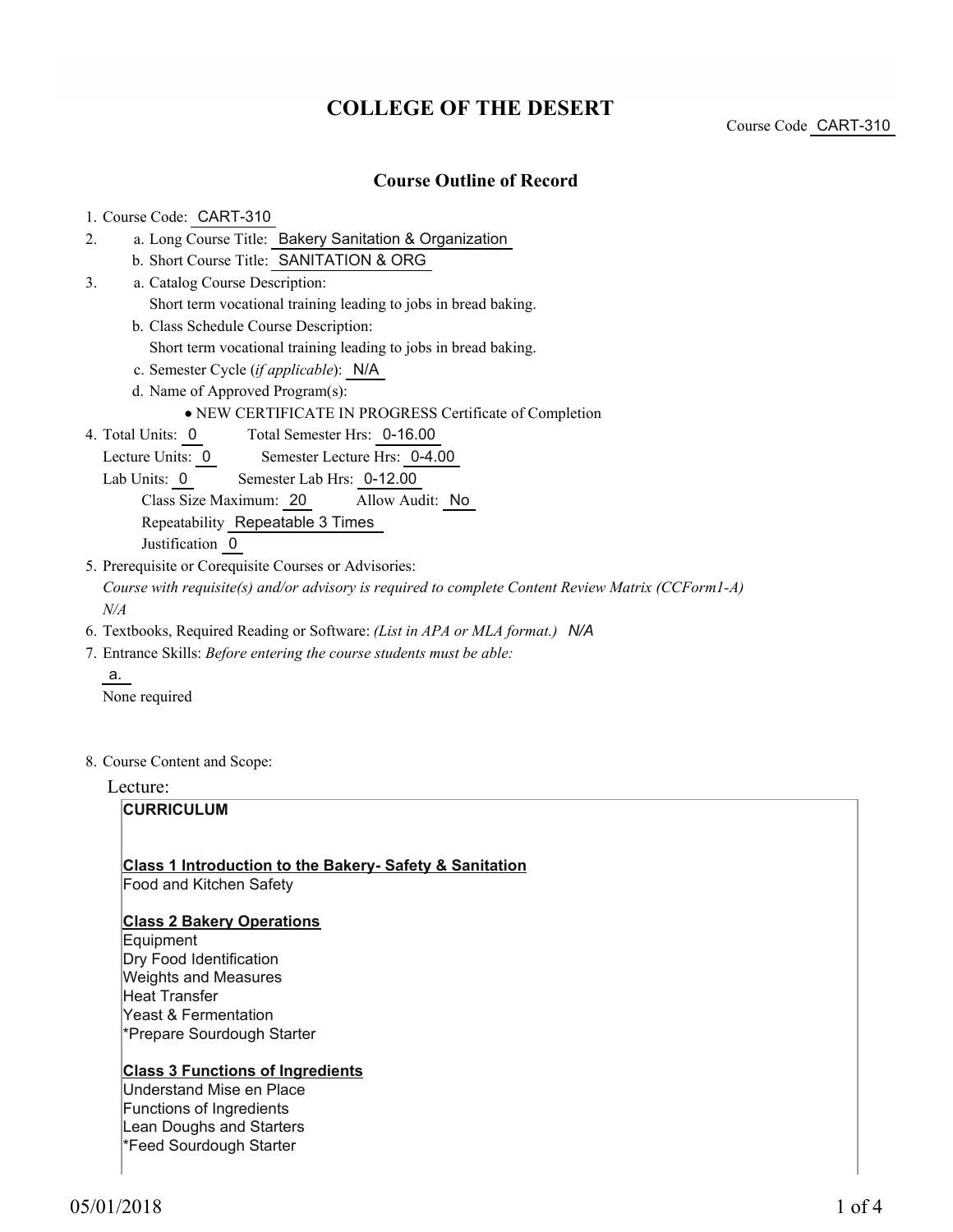# COLLEGE OF THE DESERT

Course Code CART-310

## Course Outline of Record

1. Course Code: CART-310
2. a. Long Course Title: Bakery Sanitation & Organization
   b. Short Course Title: SANITATION & ORG
3. a. Catalog Course Description:
   Short term vocational training leading to jobs in bread baking.
   b. Class Schedule Course Description:
   Short term vocational training leading to jobs in bread baking.
   c. Semester Cycle (*if applicable*): N/A
   d. Name of Approved Program(s):
   - NEW CERTIFICATE IN PROGRESS Certificate of Completion
4. Total Units: 0 Total Semester Hrs: 0-16.00
   Lecture Units: 0 Semester Lecture Hrs: 0-4.00
   Lab Units: 0 Semester Lab Hrs: 0-12.00
   Class Size Maximum: 20 Allow Audit: No
   Repeatability Repeatable 3 Times
   Justification 0
5. Prerequisite or Corequisite Courses or Advisories:
   *Course with requisite(s) and/or advisory is required to complete Content Review Matrix (CCForm1-A)*
   *N/A*
6. Textbooks, Required Reading or Software: *(List in APA or MLA format.)* *N/A*
7. Entrance Skills: *Before entering the course students must be able:*
   a.
   None required
8. Course Content and Scope:

Lecture:

**CURRICULUM**

**Class 1 Introduction to the Bakery- Safety & Sanitation**
Food and Kitchen Safety

**Class 2 Bakery Operations**
Equipment
Dry Food Identification
Weights and Measures
Heat Transfer
Yeast & Fermentation
*Prepare Sourdough Starter

**Class 3 Functions of Ingredients**
Understand Mise en Place
Functions of Ingredients
Lean Doughs and Starters
*Feed Sourdough Starter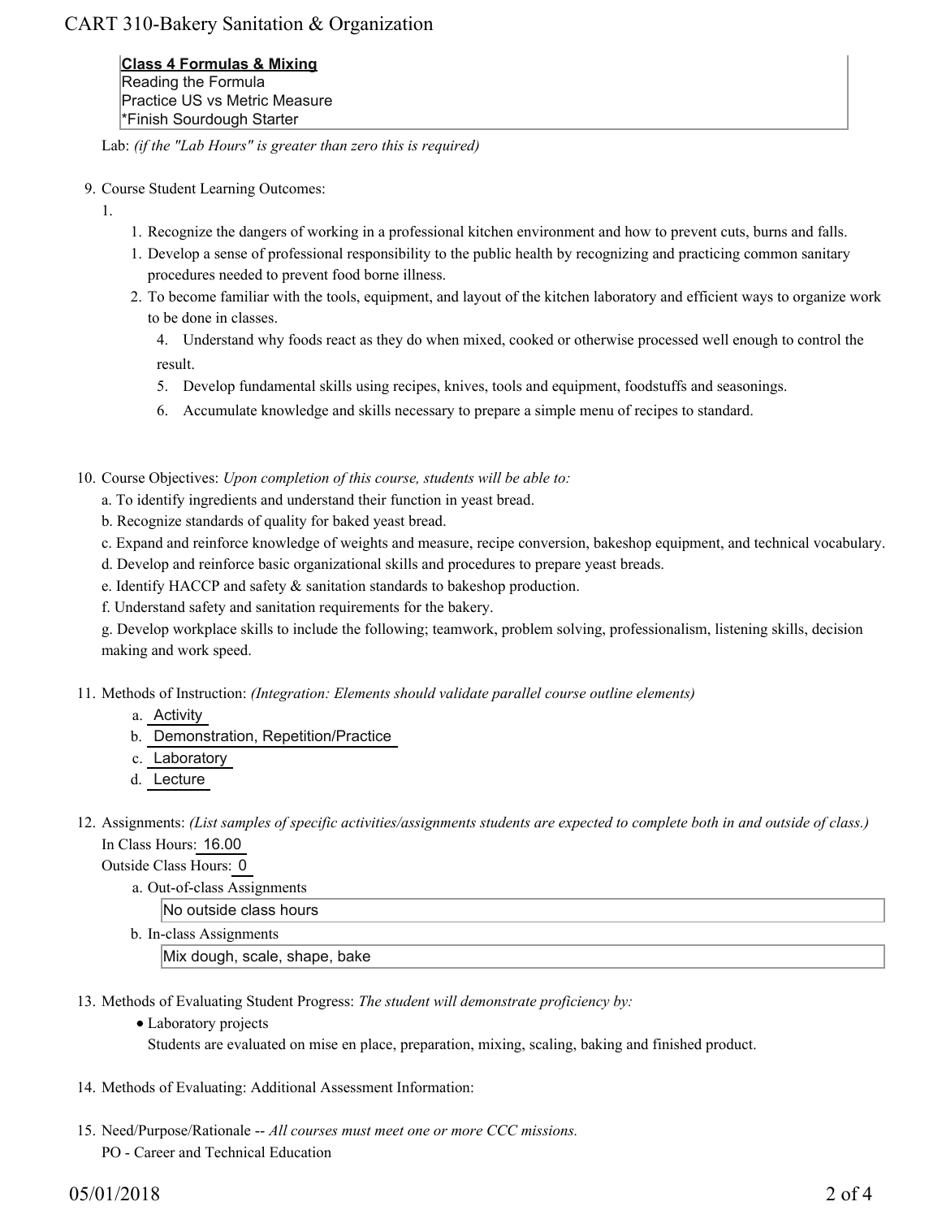**Class 4 Formulas & Mixing**
Reading the Formula
Practice US vs Metric Measure
*Finish Sourdough Starter

Lab: *(if the "Lab Hours" is greater than zero this is required)*

9. Course Student Learning Outcomes:
   1.
      1. Recognize the dangers of working in a professional kitchen environment and how to prevent cuts, burns and falls.
      1. Develop a sense of professional responsibility to the public health by recognizing and practicing common sanitary procedures needed to prevent food borne illness.
      2. To become familiar with the tools, equipment, and layout of the kitchen laboratory and efficient ways to organize work to be done in classes.

      4. Understand why foods react as they do when mixed, cooked or otherwise processed well enough to control the result.

      5. Develop fundamental skills using recipes, knives, tools and equipment, foodstuffs and seasonings.

      6. Accumulate knowledge and skills necessary to prepare a simple menu of recipes to standard.

10. Course Objectives: *Upon completion of this course, students will be able to:*
    a. To identify ingredients and understand their function in yeast bread.
    b. Recognize standards of quality for baked yeast bread.
    c. Expand and reinforce knowledge of weights and measure, recipe conversion, bakeshop equipment, and technical vocabulary.
    d. Develop and reinforce basic organizational skills and procedures to prepare yeast breads.
    e. Identify HACCP and safety & sanitation standards to bakeshop production.
    f. Understand safety and sanitation requirements for the bakery.
    g. Develop workplace skills to include the following; teamwork, problem solving, professionalism, listening skills, decision making and work speed.

11. Methods of Instruction: *(Integration: Elements should validate parallel course outline elements)*
    a. Activity
    b. Demonstration, Repetition/Practice
    c. Laboratory
    d. Lecture

12. Assignments: *(List samples of specific activities/assignments students are expected to complete both in and outside of class.)*
    In Class Hours: 16.00
    Outside Class Hours: 0
    a. Out-of-class Assignments
       No outside class hours
    b. In-class Assignments
       Mix dough, scale, shape, bake

13. Methods of Evaluating Student Progress: *The student will demonstrate proficiency by:*
    - Laboratory projects
      Students are evaluated on mise en place, preparation, mixing, scaling, baking and finished product.

14. Methods of Evaluating: Additional Assessment Information:

15. Need/Purpose/Rationale -- *All courses must meet one or more CCC missions.*
    PO - Career and Technical Education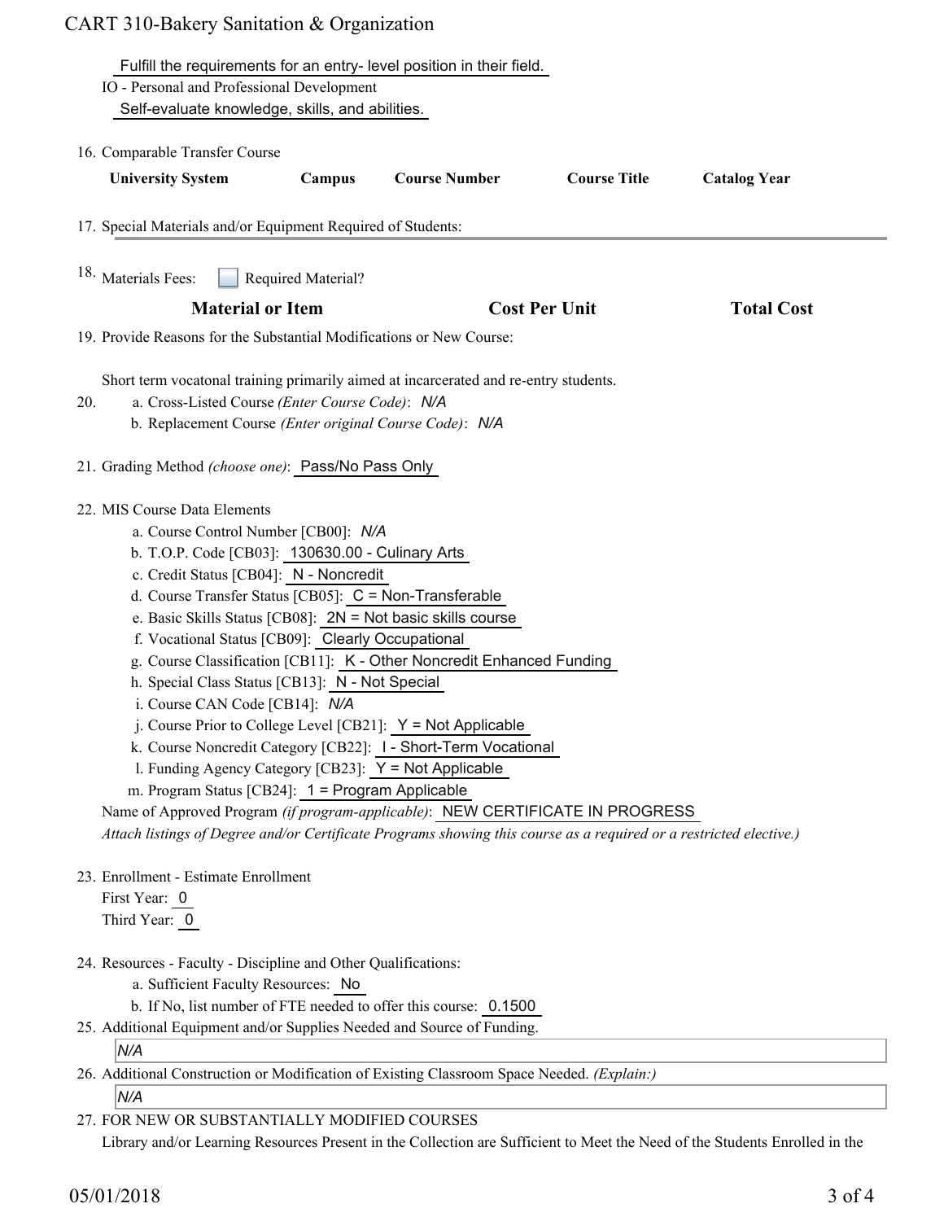Fulfill the requirements for an entry- level position in their field.

IO - Personal and Professional Development

Self-evaluate knowledge, skills, and abilities.

16. Comparable Transfer Course

| University System | Campus | Course Number | Course Title | Catalog Year |
|---|---|---|---|---|

17. Special Materials and/or Equipment Required of Students:

18. Materials Fees: ☐ Required Material?

| Material or Item | Cost Per Unit | Total Cost |
|---|---|---|

19. Provide Reasons for the Substantial Modifications or New Course:

Short term vocatonal training primarily aimed at incarcerated and re-entry students.

20. a. Cross-Listed Course *(Enter Course Code)*: *N/A*
    b. Replacement Course *(Enter original Course Code)*: *N/A*

21. Grading Method *(choose one)*: Pass/No Pass Only

22. MIS Course Data Elements
    a. Course Control Number [CB00]: *N/A*
    b. T.O.P. Code [CB03]: 130630.00 - Culinary Arts
    c. Credit Status [CB04]: N - Noncredit
    d. Course Transfer Status [CB05]: C = Non-Transferable
    e. Basic Skills Status [CB08]: 2N = Not basic skills course
    f. Vocational Status [CB09]: Clearly Occupational
    g. Course Classification [CB11]: K - Other Noncredit Enhanced Funding
    h. Special Class Status [CB13]: N - Not Special
    i. Course CAN Code [CB14]: *N/A*
    j. Course Prior to College Level [CB21]: Y = Not Applicable
    k. Course Noncredit Category [CB22]: I - Short-Term Vocational
    l. Funding Agency Category [CB23]: Y = Not Applicable
    m. Program Status [CB24]: 1 = Program Applicable

    Name of Approved Program *(if program-applicable)*: NEW CERTIFICATE IN PROGRESS

    *Attach listings of Degree and/or Certificate Programs showing this course as a required or a restricted elective.)*

23. Enrollment - Estimate Enrollment
    First Year: 0
    Third Year: 0

24. Resources - Faculty - Discipline and Other Qualifications:
    a. Sufficient Faculty Resources: No
    b. If No, list number of FTE needed to offer this course: 0.1500

25. Additional Equipment and/or Supplies Needed and Source of Funding.

    *N/A*

26. Additional Construction or Modification of Existing Classroom Space Needed. *(Explain:)*

    *N/A*

27. FOR NEW OR SUBSTANTIALLY MODIFIED COURSES

    Library and/or Learning Resources Present in the Collection are Sufficient to Meet the Need of the Students Enrolled in the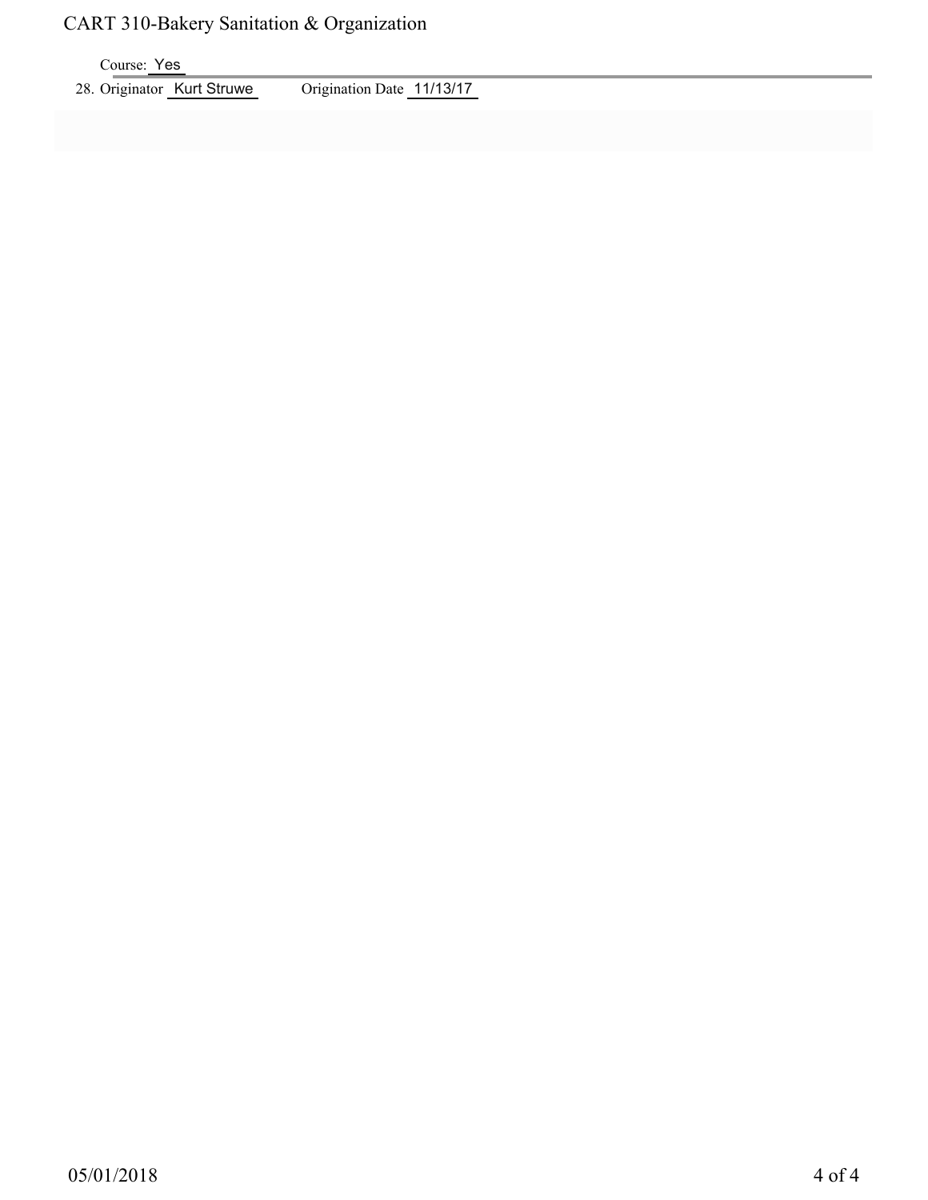Course: Yes

28. Originator Kurt Struwe Origination Date 11/13/17